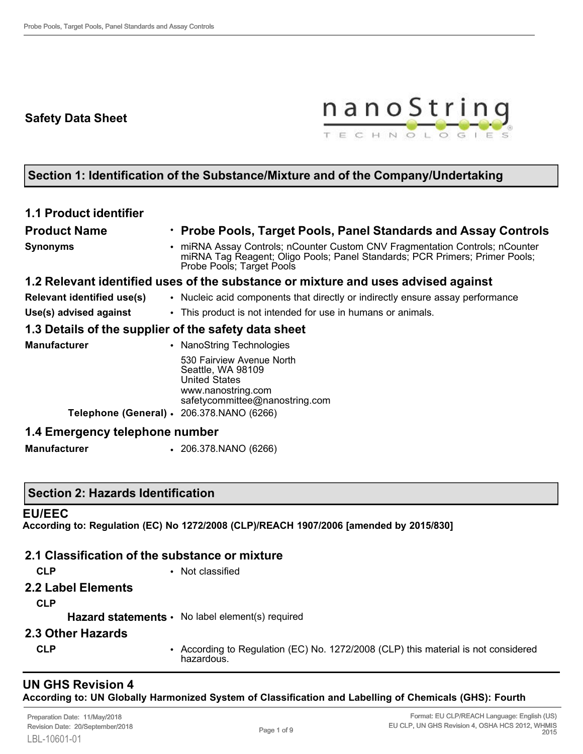# Safety Data Sheet

## Section 1: Identification of the Substance/Mixture and of the Company/Undertaking

### 1.1 Product identifier

| | |
|---|---|
| **Product Name** | • **Probe Pools, Target Pools, Panel Standards and Assay Controls** |
| **Synonyms** | • miRNA Assay Controls; nCounter Custom CNV Fragmentation Controls; nCounter miRNA Tag Reagent; Oligo Pools; Panel Standards; PCR Primers; Primer Pools; Probe Pools; Target Pools |

### 1.2 Relevant identified uses of the substance or mixture and uses advised against

| | |
|---|---|
| **Relevant identified use(s)** | • Nucleic acid components that directly or indirectly ensure assay performance |
| **Use(s) advised against** | • This product is not intended for use in humans or animals. |

### 1.3 Details of the supplier of the safety data sheet

| | |
|---|---|
| **Manufacturer** | • NanoString Technologies<br>530 Fairview Avenue North<br>Seattle, WA 98109<br>United States<br>www.nanostring.com<br>safetycommittee@nanostring.com |
| **Telephone (General)** | • 206.378.NANO (6266) |

### 1.4 Emergency telephone number

| | |
|---|---|
| **Manufacturer** | • 206.378.NANO (6266) |

## Section 2: Hazards Identification

### EU/EEC

**According to: Regulation (EC) No 1272/2008 (CLP)/REACH 1907/2006 [amended by 2015/830]**

### 2.1 Classification of the substance or mixture

| | |
|---|---|
| **CLP** | • Not classified |

### 2.2 Label Elements

**CLP**

| | |
|---|---|
| **Hazard statements** | • No label element(s) required |

### 2.3 Other Hazards

| | |
|---|---|
| **CLP** | • According to Regulation (EC) No. 1272/2008 (CLP) this material is not considered hazardous. |

### UN GHS Revision 4

**According to: UN Globally Harmonized System of Classification and Labelling of Chemicals (GHS): Fourth**

Preparation Date: 11/May/2018
Revision Date: 20/September/2018

Format: EU CLP/REACH Language: English (US)
EU CLP, UN GHS Revision 4, OSHA HCS 2012, WHMIS 2015

LBL-10601-01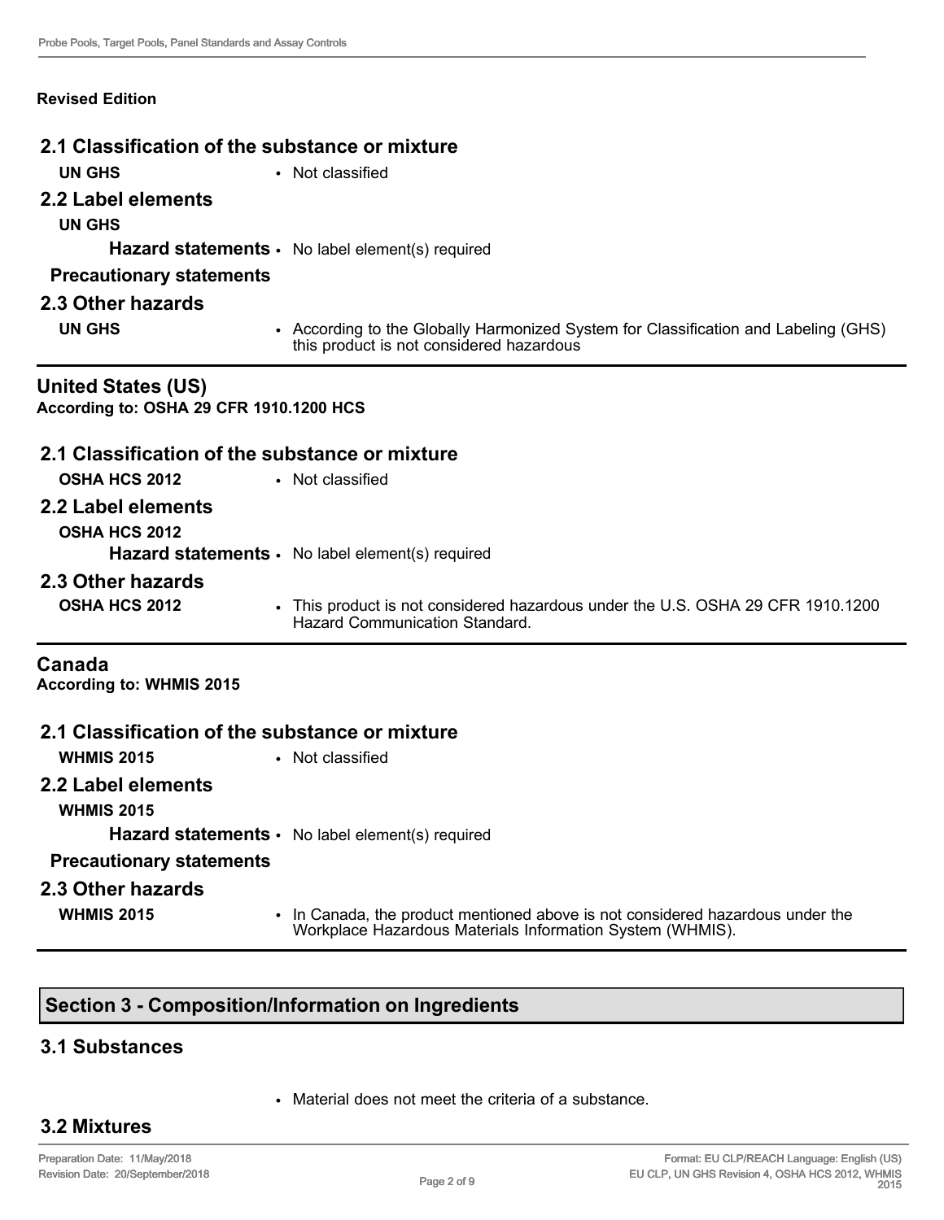**Revised Edition**

### 2.1 Classification of the substance or mixture

**UN GHS**
- Not classified

### 2.2 Label elements

**UN GHS**

**Hazard statements**
- No label element(s) required

**Precautionary statements**

### 2.3 Other hazards

**UN GHS**
- According to the Globally Harmonized System for Classification and Labeling (GHS) this product is not considered hazardous

## United States (US)

**According to: OSHA 29 CFR 1910.1200 HCS**

### 2.1 Classification of the substance or mixture

**OSHA HCS 2012**
- Not classified

### 2.2 Label elements

**OSHA HCS 2012**

**Hazard statements**
- No label element(s) required

### 2.3 Other hazards

**OSHA HCS 2012**
- This product is not considered hazardous under the U.S. OSHA 29 CFR 1910.1200 Hazard Communication Standard.

## Canada

**According to: WHMIS 2015**

### 2.1 Classification of the substance or mixture

**WHMIS 2015**
- Not classified

### 2.2 Label elements

**WHMIS 2015**

**Hazard statements**
- No label element(s) required

**Precautionary statements**

### 2.3 Other hazards

**WHMIS 2015**
- In Canada, the product mentioned above is not considered hazardous under the Workplace Hazardous Materials Information System (WHMIS).

## Section 3 - Composition/Information on Ingredients

### 3.1 Substances

- Material does not meet the criteria of a substance.

### 3.2 Mixtures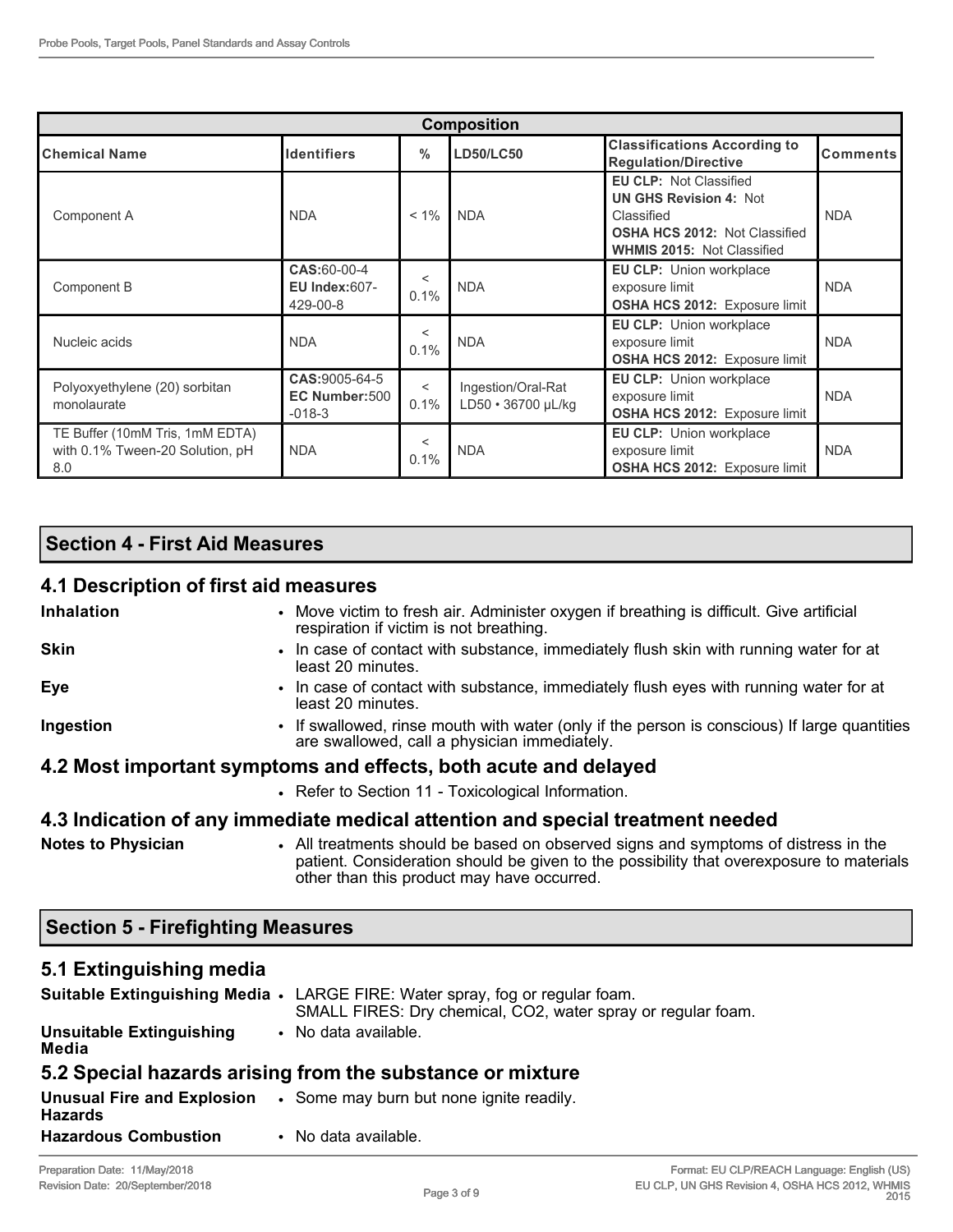| Composition | | | | | |
|---|---|---|---|---|---|
| **Chemical Name** | **Identifiers** | **%** | **LD50/LC50** | **Classifications According to Regulation/Directive** | **Comments** |
| Component A | NDA | < 1% | NDA | **EU CLP:** Not Classified<br>**UN GHS Revision 4:** Not Classified<br>**OSHA HCS 2012:** Not Classified<br>**WHMIS 2015:** Not Classified | NDA |
| Component B | **CAS:**60-00-4<br>**EU Index:**607-429-00-8 | < 0.1% | NDA | **EU CLP:** Union workplace exposure limit<br>**OSHA HCS 2012:** Exposure limit | NDA |
| Nucleic acids | NDA | < 0.1% | NDA | **EU CLP:** Union workplace exposure limit<br>**OSHA HCS 2012:** Exposure limit | NDA |
| Polyoxyethylene (20) sorbitan monolaurate | **CAS:**9005-64-5<br>**EC Number:**500-018-3 | < 0.1% | Ingestion/Oral-Rat LD50 • 36700 µL/kg | **EU CLP:** Union workplace exposure limit<br>**OSHA HCS 2012:** Exposure limit | NDA |
| TE Buffer (10mM Tris, 1mM EDTA) with 0.1% Tween-20 Solution, pH 8.0 | NDA | < 0.1% | NDA | **EU CLP:** Union workplace exposure limit<br>**OSHA HCS 2012:** Exposure limit | NDA |

## Section 4 - First Aid Measures

### 4.1 Description of first aid measures

**Inhalation**
- Move victim to fresh air. Administer oxygen if breathing is difficult. Give artificial respiration if victim is not breathing.

**Skin**
- In case of contact with substance, immediately flush skin with running water for at least 20 minutes.

**Eye**
- In case of contact with substance, immediately flush eyes with running water for at least 20 minutes.

**Ingestion**
- If swallowed, rinse mouth with water (only if the person is conscious) If large quantities are swallowed, call a physician immediately.

### 4.2 Most important symptoms and effects, both acute and delayed

- Refer to Section 11 - Toxicological Information.

### 4.3 Indication of any immediate medical attention and special treatment needed

**Notes to Physician**
- All treatments should be based on observed signs and symptoms of distress in the patient. Consideration should be given to the possibility that overexposure to materials other than this product may have occurred.

## Section 5 - Firefighting Measures

### 5.1 Extinguishing media

**Suitable Extinguishing Media**
- LARGE FIRE: Water spray, fog or regular foam.
  SMALL FIRES: Dry chemical, CO2, water spray or regular foam.

**Unsuitable Extinguishing Media**
- No data available.

### 5.2 Special hazards arising from the substance or mixture

**Unusual Fire and Explosion Hazards**
- Some may burn but none ignite readily.

**Hazardous Combustion**
- No data available.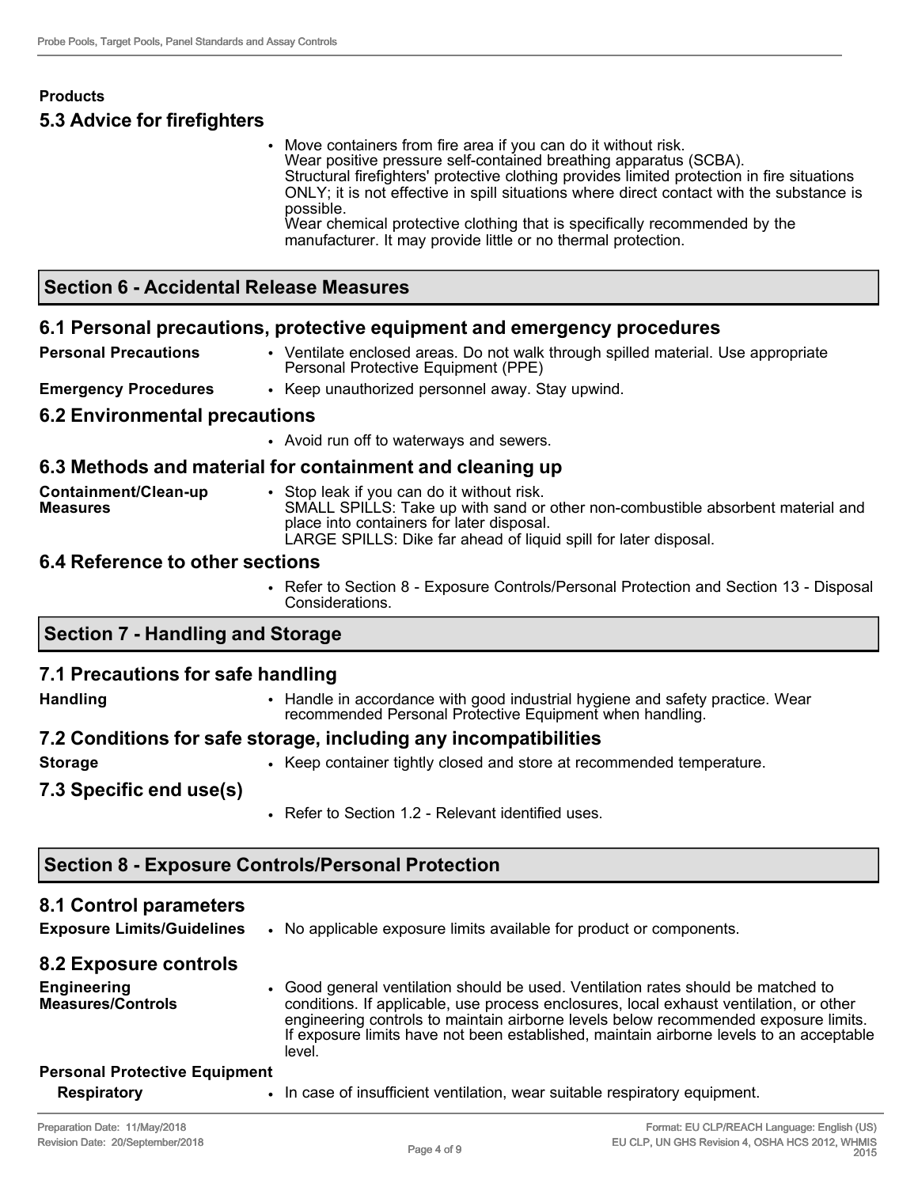**Products**

### 5.3 Advice for firefighters

- Move containers from fire area if you can do it without risk.
  Wear positive pressure self-contained breathing apparatus (SCBA).
  Structural firefighters' protective clothing provides limited protection in fire situations ONLY; it is not effective in spill situations where direct contact with the substance is possible.
  Wear chemical protective clothing that is specifically recommended by the manufacturer. It may provide little or no thermal protection.

## Section 6 - Accidental Release Measures

### 6.1 Personal precautions, protective equipment and emergency procedures

**Personal Precautions**

- Ventilate enclosed areas. Do not walk through spilled material. Use appropriate Personal Protective Equipment (PPE)

**Emergency Procedures**

- Keep unauthorized personnel away. Stay upwind.

### 6.2 Environmental precautions

- Avoid run off to waterways and sewers.

### 6.3 Methods and material for containment and cleaning up

**Containment/Clean-up Measures**

- Stop leak if you can do it without risk.
  SMALL SPILLS: Take up with sand or other non-combustible absorbent material and place into containers for later disposal.
  LARGE SPILLS: Dike far ahead of liquid spill for later disposal.

### 6.4 Reference to other sections

- Refer to Section 8 - Exposure Controls/Personal Protection and Section 13 - Disposal Considerations.

## Section 7 - Handling and Storage

### 7.1 Precautions for safe handling

**Handling**

- Handle in accordance with good industrial hygiene and safety practice. Wear recommended Personal Protective Equipment when handling.

### 7.2 Conditions for safe storage, including any incompatibilities

**Storage**

- Keep container tightly closed and store at recommended temperature.

### 7.3 Specific end use(s)

- Refer to Section 1.2 - Relevant identified uses.

## Section 8 - Exposure Controls/Personal Protection

### 8.1 Control parameters

**Exposure Limits/Guidelines**

- No applicable exposure limits available for product or components.

### 8.2 Exposure controls

**Engineering Measures/Controls**

- Good general ventilation should be used. Ventilation rates should be matched to conditions. If applicable, use process enclosures, local exhaust ventilation, or other engineering controls to maintain airborne levels below recommended exposure limits. If exposure limits have not been established, maintain airborne levels to an acceptable level.

**Personal Protective Equipment**

**Respiratory**

- In case of insufficient ventilation, wear suitable respiratory equipment.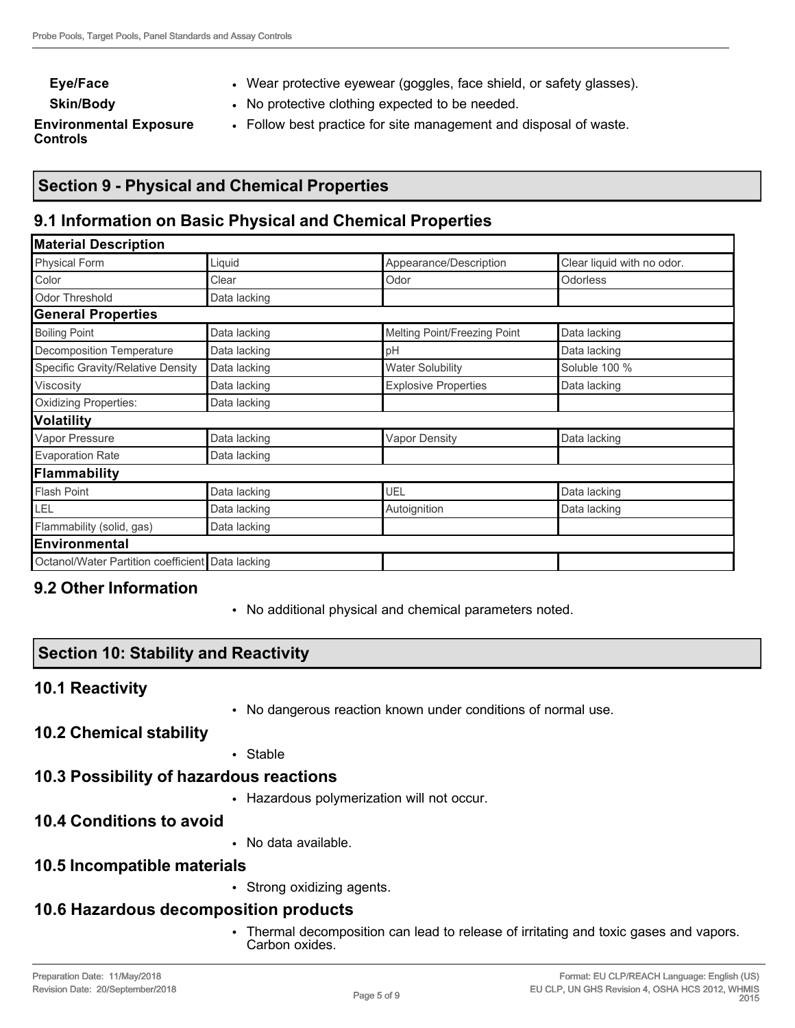| | |
|---|---|
| **Eye/Face** | • Wear protective eyewear (goggles, face shield, or safety glasses). |
| **Skin/Body** | • No protective clothing expected to be needed. |
| **Environmental Exposure Controls** | • Follow best practice for site management and disposal of waste. |

## Section 9 - Physical and Chemical Properties

### 9.1 Information on Basic Physical and Chemical Properties

| **Material Description** | | | |
|---|---|---|---|
| Physical Form | Liquid | Appearance/Description | Clear liquid with no odor. |
| Color | Clear | Odor | Odorless |
| Odor Threshold | Data lacking | | |
| **General Properties** | | | |
| Boiling Point | Data lacking | Melting Point/Freezing Point | Data lacking |
| Decomposition Temperature | Data lacking | pH | Data lacking |
| Specific Gravity/Relative Density | Data lacking | Water Solubility | Soluble 100 % |
| Viscosity | Data lacking | Explosive Properties | Data lacking |
| Oxidizing Properties: | Data lacking | | |
| **Volatility** | | | |
| Vapor Pressure | Data lacking | Vapor Density | Data lacking |
| Evaporation Rate | Data lacking | | |
| **Flammability** | | | |
| Flash Point | Data lacking | UEL | Data lacking |
| LEL | Data lacking | Autoignition | Data lacking |
| Flammability (solid, gas) | Data lacking | | |
| **Environmental** | | | |
| Octanol/Water Partition coefficient | Data lacking | | |

### 9.2 Other Information

- No additional physical and chemical parameters noted.

## Section 10: Stability and Reactivity

### 10.1 Reactivity

- No dangerous reaction known under conditions of normal use.

### 10.2 Chemical stability

- Stable

### 10.3 Possibility of hazardous reactions

- Hazardous polymerization will not occur.

### 10.4 Conditions to avoid

- No data available.

### 10.5 Incompatible materials

- Strong oxidizing agents.

### 10.6 Hazardous decomposition products

- Thermal decomposition can lead to release of irritating and toxic gases and vapors. Carbon oxides.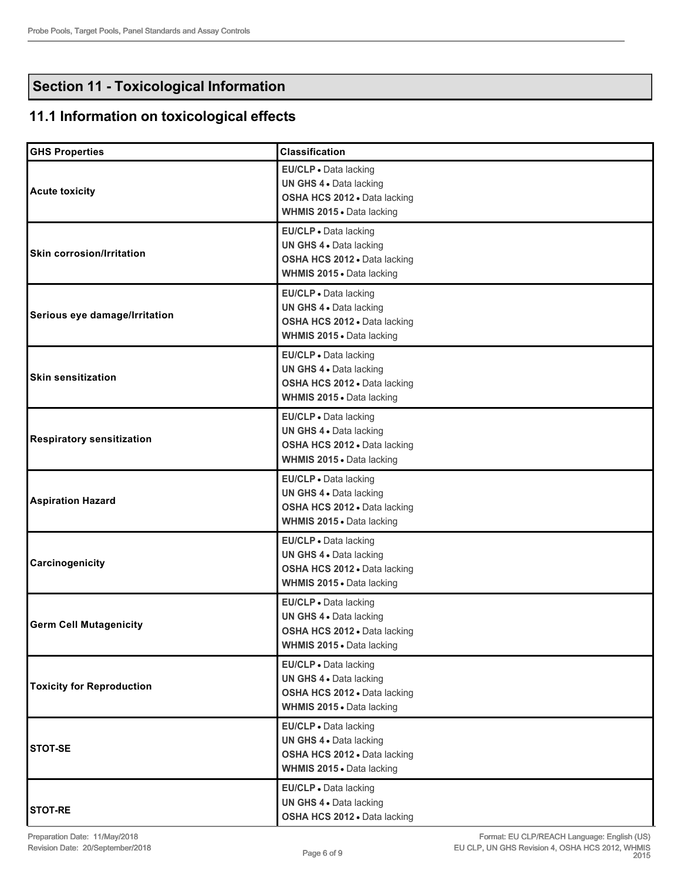## Section 11 - Toxicological Information

### 11.1 Information on toxicological effects

| GHS Properties | Classification |
|---|---|
| Acute toxicity | **EU/CLP** • Data lacking<br>**UN GHS 4** • Data lacking<br>**OSHA HCS 2012** • Data lacking<br>**WHMIS 2015** • Data lacking |
| Skin corrosion/Irritation | **EU/CLP** • Data lacking<br>**UN GHS 4** • Data lacking<br>**OSHA HCS 2012** • Data lacking<br>**WHMIS 2015** • Data lacking |
| Serious eye damage/Irritation | **EU/CLP** • Data lacking<br>**UN GHS 4** • Data lacking<br>**OSHA HCS 2012** • Data lacking<br>**WHMIS 2015** • Data lacking |
| Skin sensitization | **EU/CLP** • Data lacking<br>**UN GHS 4** • Data lacking<br>**OSHA HCS 2012** • Data lacking<br>**WHMIS 2015** • Data lacking |
| Respiratory sensitization | **EU/CLP** • Data lacking<br>**UN GHS 4** • Data lacking<br>**OSHA HCS 2012** • Data lacking<br>**WHMIS 2015** • Data lacking |
| Aspiration Hazard | **EU/CLP** • Data lacking<br>**UN GHS 4** • Data lacking<br>**OSHA HCS 2012** • Data lacking<br>**WHMIS 2015** • Data lacking |
| Carcinogenicity | **EU/CLP** • Data lacking<br>**UN GHS 4** • Data lacking<br>**OSHA HCS 2012** • Data lacking<br>**WHMIS 2015** • Data lacking |
| Germ Cell Mutagenicity | **EU/CLP** • Data lacking<br>**UN GHS 4** • Data lacking<br>**OSHA HCS 2012** • Data lacking<br>**WHMIS 2015** • Data lacking |
| Toxicity for Reproduction | **EU/CLP** • Data lacking<br>**UN GHS 4** • Data lacking<br>**OSHA HCS 2012** • Data lacking<br>**WHMIS 2015** • Data lacking |
| STOT-SE | **EU/CLP** • Data lacking<br>**UN GHS 4** • Data lacking<br>**OSHA HCS 2012** • Data lacking<br>**WHMIS 2015** • Data lacking |
| STOT-RE | **EU/CLP** • Data lacking<br>**UN GHS 4** • Data lacking<br>**OSHA HCS 2012** • Data lacking |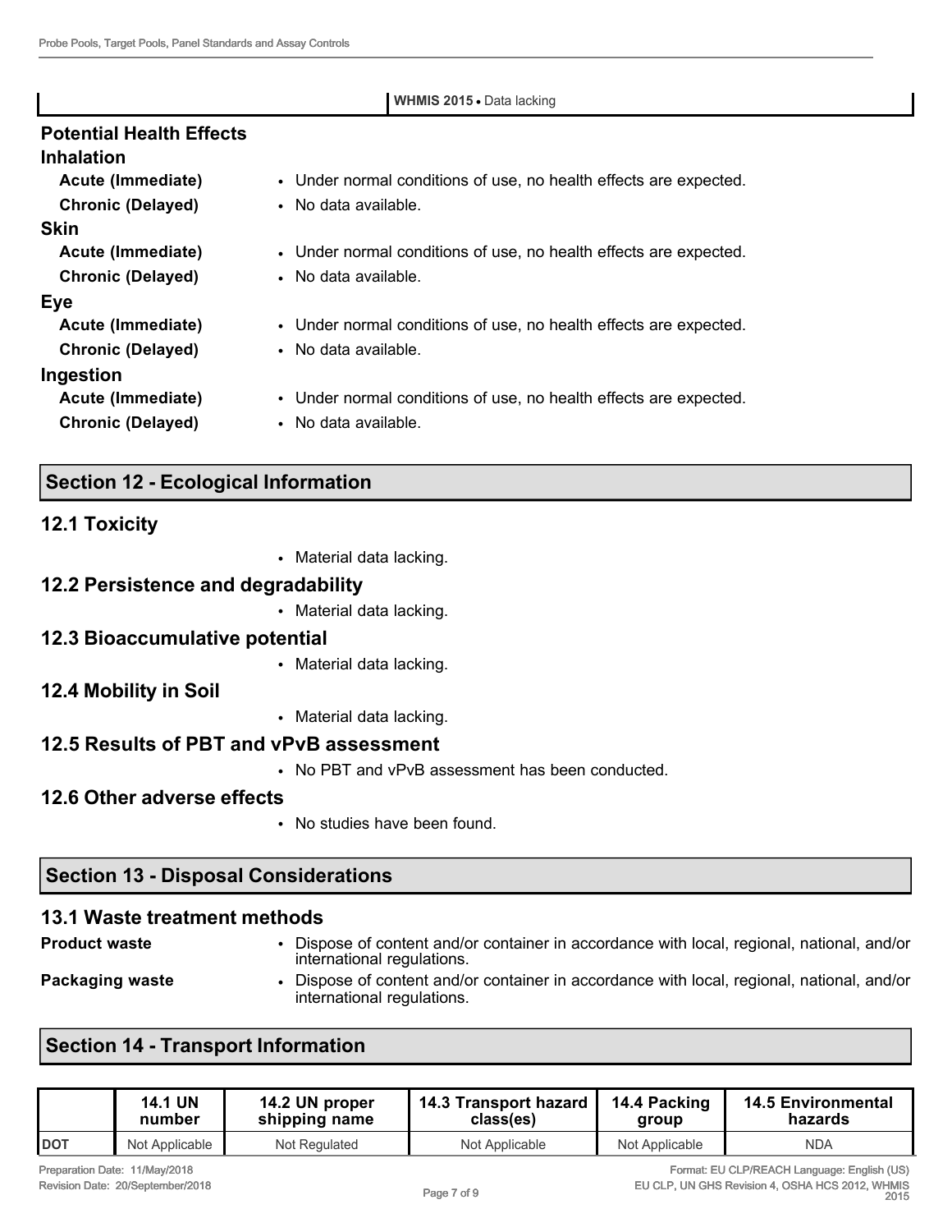| | **WHMIS 2015** • Data lacking |
|---|---|

### Potential Health Effects

**Inhalation**

| | |
|---|---|
| **Acute (Immediate)** | • Under normal conditions of use, no health effects are expected. |
| **Chronic (Delayed)** | • No data available. |

**Skin**

| | |
|---|---|
| **Acute (Immediate)** | • Under normal conditions of use, no health effects are expected. |
| **Chronic (Delayed)** | • No data available. |

**Eye**

| | |
|---|---|
| **Acute (Immediate)** | • Under normal conditions of use, no health effects are expected. |
| **Chronic (Delayed)** | • No data available. |

**Ingestion**

| | |
|---|---|
| **Acute (Immediate)** | • Under normal conditions of use, no health effects are expected. |
| **Chronic (Delayed)** | • No data available. |

## Section 12 - Ecological Information

### 12.1 Toxicity

- Material data lacking.

### 12.2 Persistence and degradability

- Material data lacking.

### 12.3 Bioaccumulative potential

- Material data lacking.

### 12.4 Mobility in Soil

- Material data lacking.

### 12.5 Results of PBT and vPvB assessment

- No PBT and vPvB assessment has been conducted.

### 12.6 Other adverse effects

- No studies have been found.

## Section 13 - Disposal Considerations

### 13.1 Waste treatment methods

| | |
|---|---|
| **Product waste** | • Dispose of content and/or container in accordance with local, regional, national, and/or international regulations. |
| **Packaging waste** | • Dispose of content and/or container in accordance with local, regional, national, and/or international regulations. |

## Section 14 - Transport Information

| | 14.1 UN number | 14.2 UN proper shipping name | 14.3 Transport hazard class(es) | 14.4 Packing group | 14.5 Environmental hazards |
|---|---|---|---|---|---|
| DOT | Not Applicable | Not Regulated | Not Applicable | Not Applicable | NDA |

Preparation Date: 11/May/2018
Revision Date: 20/September/2018

Format: EU CLP/REACH Language: English (US)
EU CLP, UN GHS Revision 4, OSHA HCS 2012, WHMIS 2015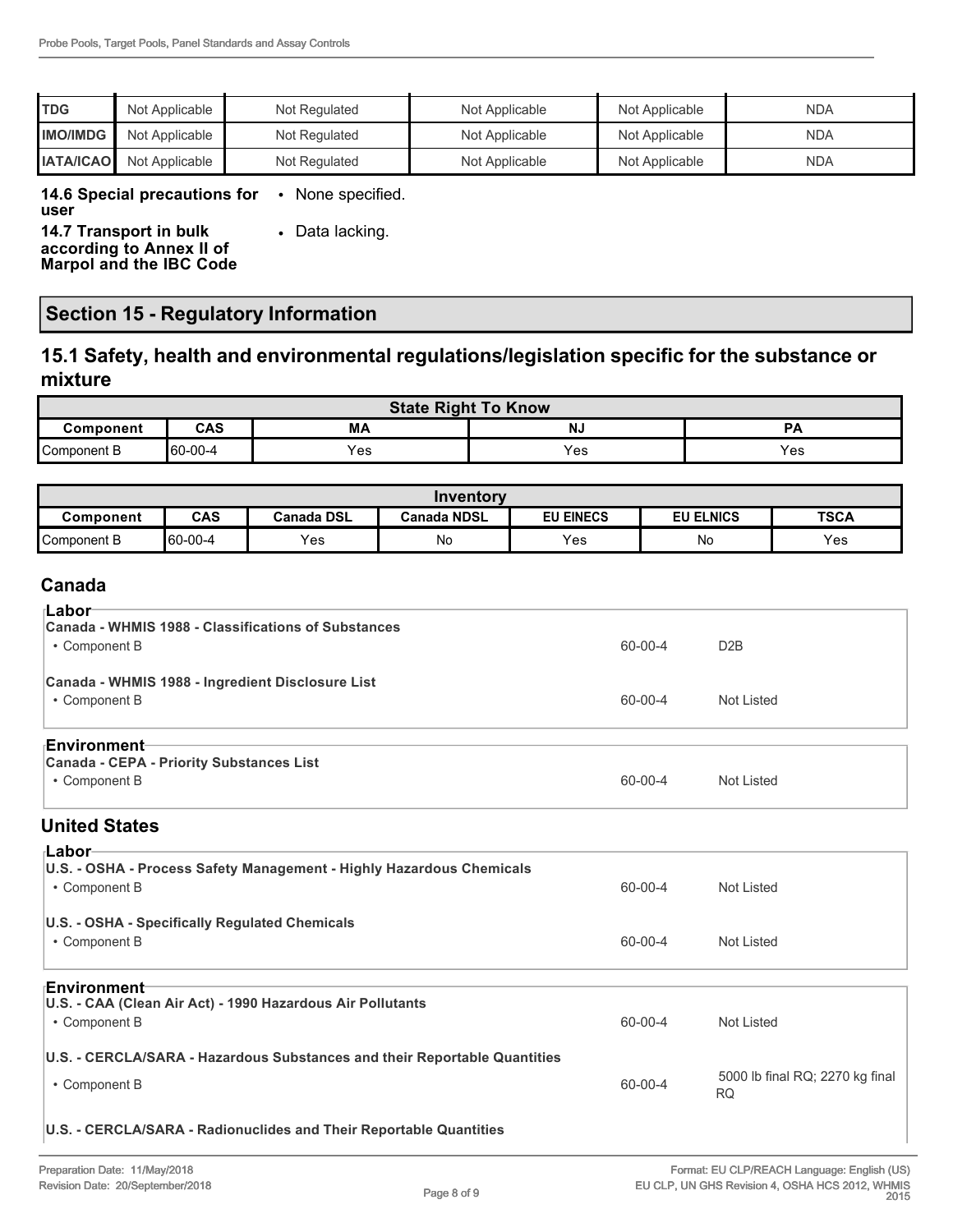| TDG | Not Applicable | Not Regulated | Not Applicable | Not Applicable | NDA |
|---|---|---|---|---|---|
| IMO/IMDG | Not Applicable | Not Regulated | Not Applicable | Not Applicable | NDA |
| IATA/ICAO | Not Applicable | Not Regulated | Not Applicable | Not Applicable | NDA |

**14.6 Special precautions for user**
- None specified.

**14.7 Transport in bulk according to Annex II of Marpol and the IBC Code**
- Data lacking.

## Section 15 - Regulatory Information

### 15.1 Safety, health and environmental regulations/legislation specific for the substance or mixture

| State Right To Know | | | | |
|---|---|---|---|---|
| **Component** | **CAS** | **MA** | **NJ** | **PA** |
| Component B | 60-00-4 | Yes | Yes | Yes |

| Inventory | | | | | | |
|---|---|---|---|---|---|---|
| **Component** | **CAS** | **Canada DSL** | **Canada NDSL** | **EU EINECS** | **EU ELNICS** | **TSCA** |
| Component B | 60-00-4 | Yes | No | Yes | No | Yes |

### Canada

**Labor**

**Canada - WHMIS 1988 - Classifications of Substances**

| | | |
|---|---|---|
| • Component B | 60-00-4 | D2B |

**Canada - WHMIS 1988 - Ingredient Disclosure List**

| | | |
|---|---|---|
| • Component B | 60-00-4 | Not Listed |

**Environment**

**Canada - CEPA - Priority Substances List**

| | | |
|---|---|---|
| • Component B | 60-00-4 | Not Listed |

### United States

**Labor**

**U.S. - OSHA - Process Safety Management - Highly Hazardous Chemicals**

| | | |
|---|---|---|
| • Component B | 60-00-4 | Not Listed |

**U.S. - OSHA - Specifically Regulated Chemicals**

| | | |
|---|---|---|
| • Component B | 60-00-4 | Not Listed |

**Environment**

**U.S. - CAA (Clean Air Act) - 1990 Hazardous Air Pollutants**

| | | |
|---|---|---|
| • Component B | 60-00-4 | Not Listed |

**U.S. - CERCLA/SARA - Hazardous Substances and their Reportable Quantities**

| | | |
|---|---|---|
| • Component B | 60-00-4 | 5000 lb final RQ; 2270 kg final RQ |

**U.S. - CERCLA/SARA - Radionuclides and Their Reportable Quantities**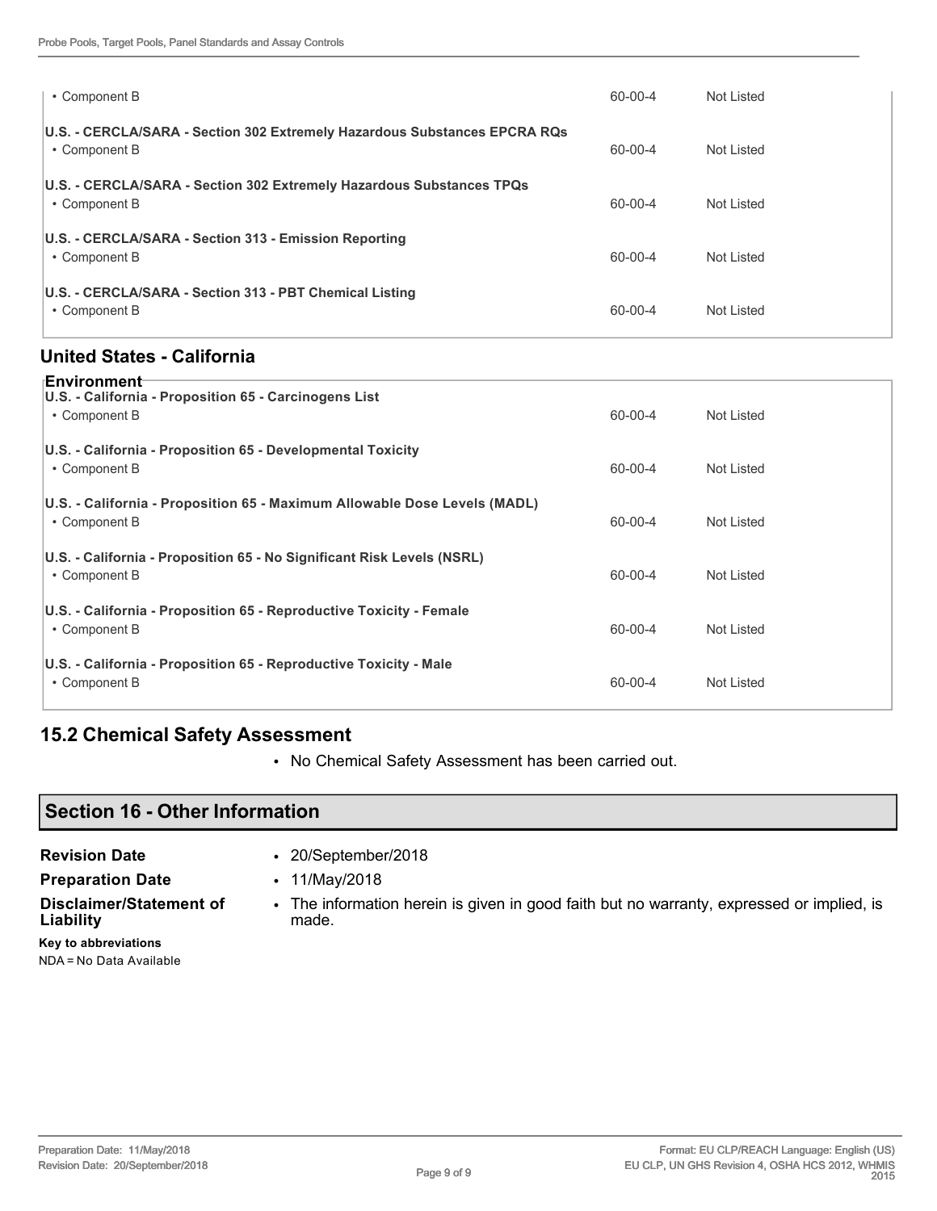| | | |
|---|---|---|
| • Component B | 60-00-4 | Not Listed |
| **U.S. - CERCLA/SARA - Section 302 Extremely Hazardous Substances EPCRA RQs** | | |
| • Component B | 60-00-4 | Not Listed |
| **U.S. - CERCLA/SARA - Section 302 Extremely Hazardous Substances TPQs** | | |
| • Component B | 60-00-4 | Not Listed |
| **U.S. - CERCLA/SARA - Section 313 - Emission Reporting** | | |
| • Component B | 60-00-4 | Not Listed |
| **U.S. - CERCLA/SARA - Section 313 - PBT Chemical Listing** | | |
| • Component B | 60-00-4 | Not Listed |

### United States - California

**Environment**

| | | |
|---|---|---|
| **U.S. - California - Proposition 65 - Carcinogens List** | | |
| • Component B | 60-00-4 | Not Listed |
| **U.S. - California - Proposition 65 - Developmental Toxicity** | | |
| • Component B | 60-00-4 | Not Listed |
| **U.S. - California - Proposition 65 - Maximum Allowable Dose Levels (MADL)** | | |
| • Component B | 60-00-4 | Not Listed |
| **U.S. - California - Proposition 65 - No Significant Risk Levels (NSRL)** | | |
| • Component B | 60-00-4 | Not Listed |
| **U.S. - California - Proposition 65 - Reproductive Toxicity - Female** | | |
| • Component B | 60-00-4 | Not Listed |
| **U.S. - California - Proposition 65 - Reproductive Toxicity - Male** | | |
| • Component B | 60-00-4 | Not Listed |

## 15.2 Chemical Safety Assessment

- No Chemical Safety Assessment has been carried out.

## Section 16 - Other Information

**Revision Date**
- 20/September/2018

**Preparation Date**
- 11/May/2018

**Disclaimer/Statement of Liability**
- The information herein is given in good faith but no warranty, expressed or implied, is made.

**Key to abbreviations**

NDA = No Data Available